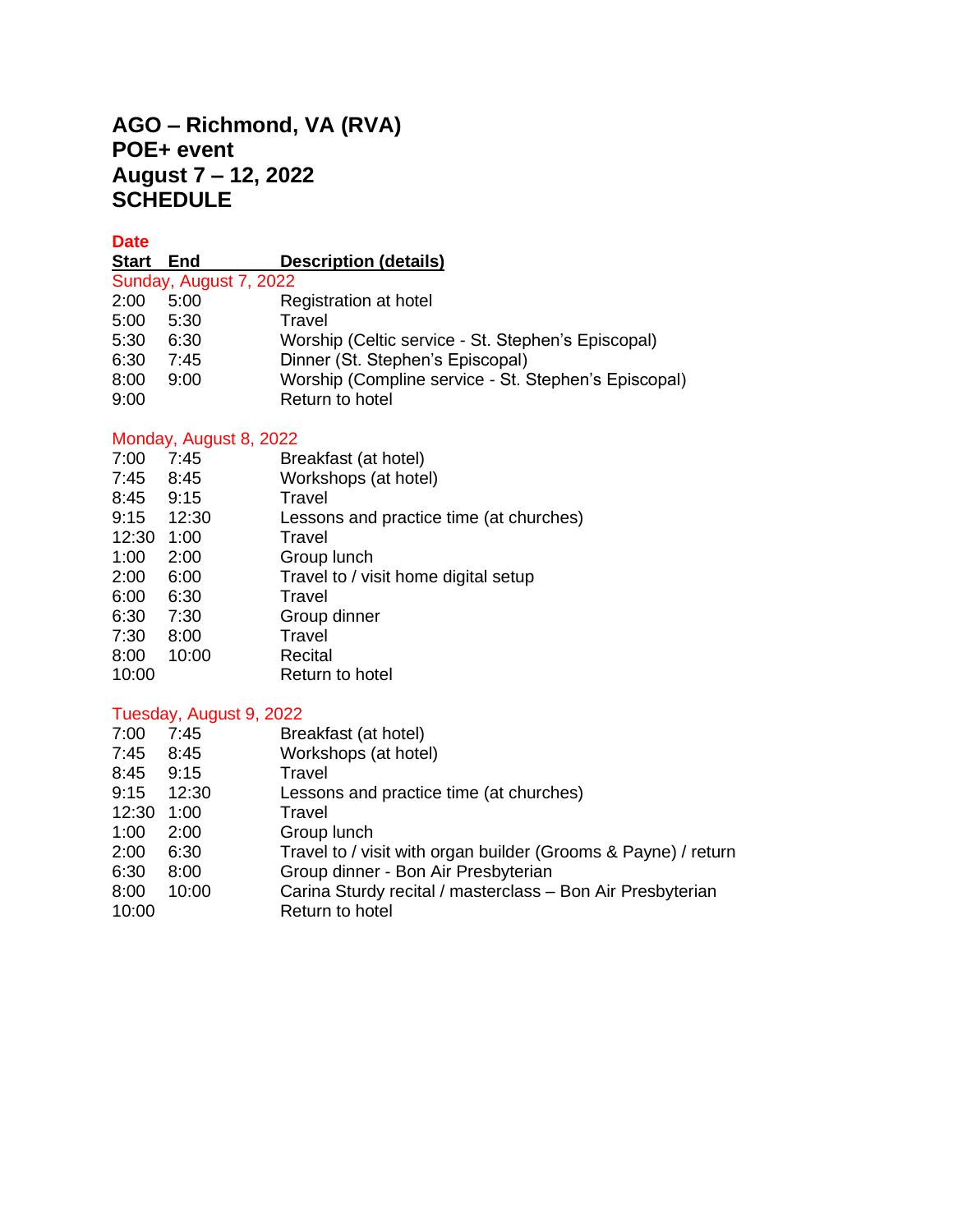# AGO – Richmond, VA (RVA)
# POE+ event
# August 7 – 12, 2022
# SCHEDULE

| Date | | |
|---|---|---|
| **Start** | **End** | **Description (details)** |
| Sunday, August 7, 2022 | | |
| 2:00 | 5:00 | Registration at hotel |
| 5:00 | 5:30 | Travel |
| 5:30 | 6:30 | Worship (Celtic service - St. Stephen's Episcopal) |
| 6:30 | 7:45 | Dinner (St. Stephen's Episcopal) |
| 8:00 | 9:00 | Worship (Compline service - St. Stephen's Episcopal) |
| 9:00 | | Return to hotel |
| | | |
| Monday, August 8, 2022 | | |
| 7:00 | 7:45 | Breakfast (at hotel) |
| 7:45 | 8:45 | Workshops (at hotel) |
| 8:45 | 9:15 | Travel |
| 9:15 | 12:30 | Lessons and practice time (at churches) |
| 12:30 | 1:00 | Travel |
| 1:00 | 2:00 | Group lunch |
| 2:00 | 6:00 | Travel to / visit home digital setup |
| 6:00 | 6:30 | Travel |
| 6:30 | 7:30 | Group dinner |
| 7:30 | 8:00 | Travel |
| 8:00 | 10:00 | Recital |
| 10:00 | | Return to hotel |
| | | |
| Tuesday, August 9, 2022 | | |
| 7:00 | 7:45 | Breakfast (at hotel) |
| 7:45 | 8:45 | Workshops (at hotel) |
| 8:45 | 9:15 | Travel |
| 9:15 | 12:30 | Lessons and practice time (at churches) |
| 12:30 | 1:00 | Travel |
| 1:00 | 2:00 | Group lunch |
| 2:00 | 6:30 | Travel to / visit with organ builder (Grooms & Payne) / return |
| 6:30 | 8:00 | Group dinner - Bon Air Presbyterian |
| 8:00 | 10:00 | Carina Sturdy recital / masterclass – Bon Air Presbyterian |
| 10:00 | | Return to hotel |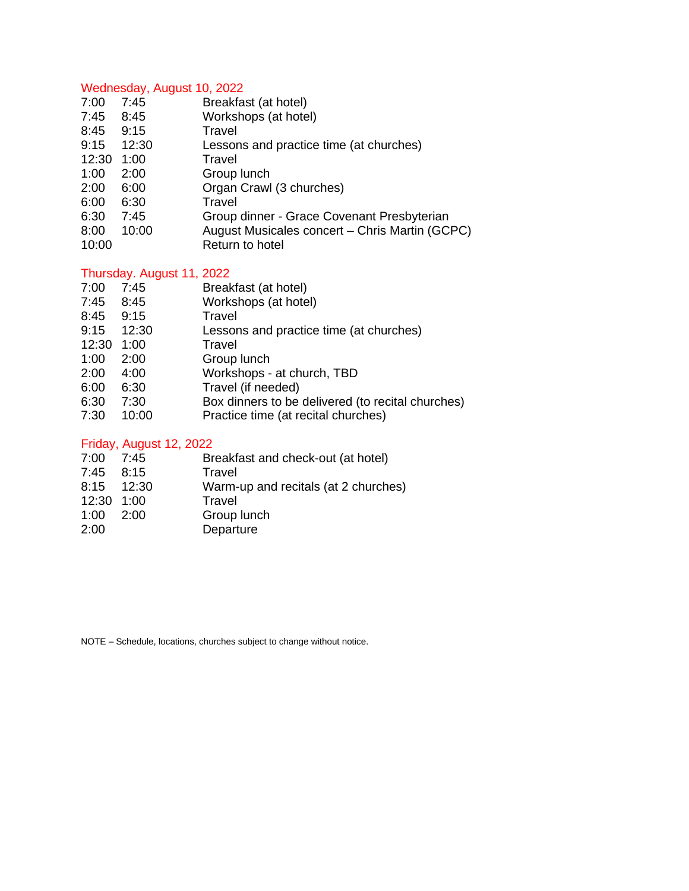## Wednesday, August 10, 2022

| | | |
|---|---|---|
| 7:00 | 7:45 | Breakfast (at hotel) |
| 7:45 | 8:45 | Workshops (at hotel) |
| 8:45 | 9:15 | Travel |
| 9:15 | 12:30 | Lessons and practice time (at churches) |
| 12:30 | 1:00 | Travel |
| 1:00 | 2:00 | Group lunch |
| 2:00 | 6:00 | Organ Crawl (3 churches) |
| 6:00 | 6:30 | Travel |
| 6:30 | 7:45 | Group dinner - Grace Covenant Presbyterian |
| 8:00 | 10:00 | August Musicales concert – Chris Martin (GCPC) |
| 10:00 | | Return to hotel |

## Thursday. August 11, 2022

| | | |
|---|---|---|
| 7:00 | 7:45 | Breakfast (at hotel) |
| 7:45 | 8:45 | Workshops (at hotel) |
| 8:45 | 9:15 | Travel |
| 9:15 | 12:30 | Lessons and practice time (at churches) |
| 12:30 | 1:00 | Travel |
| 1:00 | 2:00 | Group lunch |
| 2:00 | 4:00 | Workshops - at church, TBD |
| 6:00 | 6:30 | Travel (if needed) |
| 6:30 | 7:30 | Box dinners to be delivered (to recital churches) |
| 7:30 | 10:00 | Practice time (at recital churches) |

## Friday, August 12, 2022

| | | |
|---|---|---|
| 7:00 | 7:45 | Breakfast and check-out (at hotel) |
| 7:45 | 8:15 | Travel |
| 8:15 | 12:30 | Warm-up and recitals (at 2 churches) |
| 12:30 | 1:00 | Travel |
| 1:00 | 2:00 | Group lunch |
| 2:00 | | Departure |

NOTE – Schedule, locations, churches subject to change without notice.